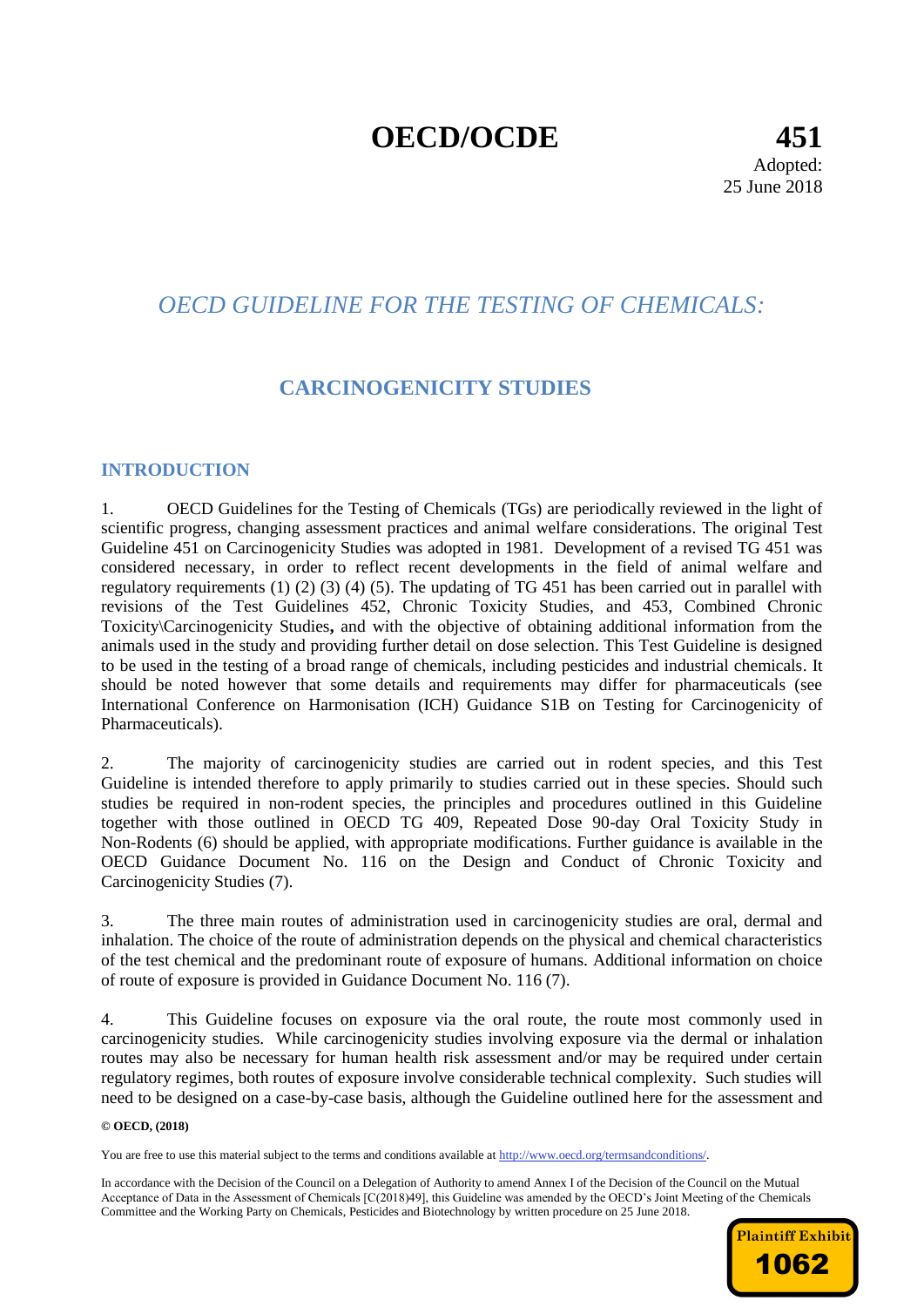# OECD/OCDE

**451**

Adopted:
25 June 2018

## *OECD GUIDELINE FOR THE TESTING OF CHEMICALS:*

## CARCINOGENICITY STUDIES

### INTRODUCTION

1. OECD Guidelines for the Testing of Chemicals (TGs) are periodically reviewed in the light of scientific progress, changing assessment practices and animal welfare considerations. The original Test Guideline 451 on Carcinogenicity Studies was adopted in 1981. Development of a revised TG 451 was considered necessary, in order to reflect recent developments in the field of animal welfare and regulatory requirements (1) (2) (3) (4) (5). The updating of TG 451 has been carried out in parallel with revisions of the Test Guidelines 452, Chronic Toxicity Studies, and 453, Combined Chronic Toxicity\Carcinogenicity Studies**,** and with the objective of obtaining additional information from the animals used in the study and providing further detail on dose selection. This Test Guideline is designed to be used in the testing of a broad range of chemicals, including pesticides and industrial chemicals. It should be noted however that some details and requirements may differ for pharmaceuticals (see International Conference on Harmonisation (ICH) Guidance S1B on Testing for Carcinogenicity of Pharmaceuticals).

2. The majority of carcinogenicity studies are carried out in rodent species, and this Test Guideline is intended therefore to apply primarily to studies carried out in these species. Should such studies be required in non-rodent species, the principles and procedures outlined in this Guideline together with those outlined in OECD TG 409, Repeated Dose 90-day Oral Toxicity Study in Non-Rodents (6) should be applied, with appropriate modifications. Further guidance is available in the OECD Guidance Document No. 116 on the Design and Conduct of Chronic Toxicity and Carcinogenicity Studies (7).

3. The three main routes of administration used in carcinogenicity studies are oral, dermal and inhalation. The choice of the route of administration depends on the physical and chemical characteristics of the test chemical and the predominant route of exposure of humans. Additional information on choice of route of exposure is provided in Guidance Document No. 116 (7).

4. This Guideline focuses on exposure via the oral route, the route most commonly used in carcinogenicity studies. While carcinogenicity studies involving exposure via the dermal or inhalation routes may also be necessary for human health risk assessment and/or may be required under certain regulatory regimes, both routes of exposure involve considerable technical complexity. Such studies will need to be designed on a case-by-case basis, although the Guideline outlined here for the assessment and

**© OECD, (2018)**

You are free to use this material subject to the terms and conditions available at http://www.oecd.org/termsandconditions/.

In accordance with the Decision of the Council on a Delegation of Authority to amend Annex I of the Decision of the Council on the Mutual Acceptance of Data in the Assessment of Chemicals [C(2018)49], this Guideline was amended by the OECD's Joint Meeting of the Chemicals Committee and the Working Party on Chemicals, Pesticides and Biotechnology by written procedure on 25 June 2018.

Plaintiff Exhibit
1062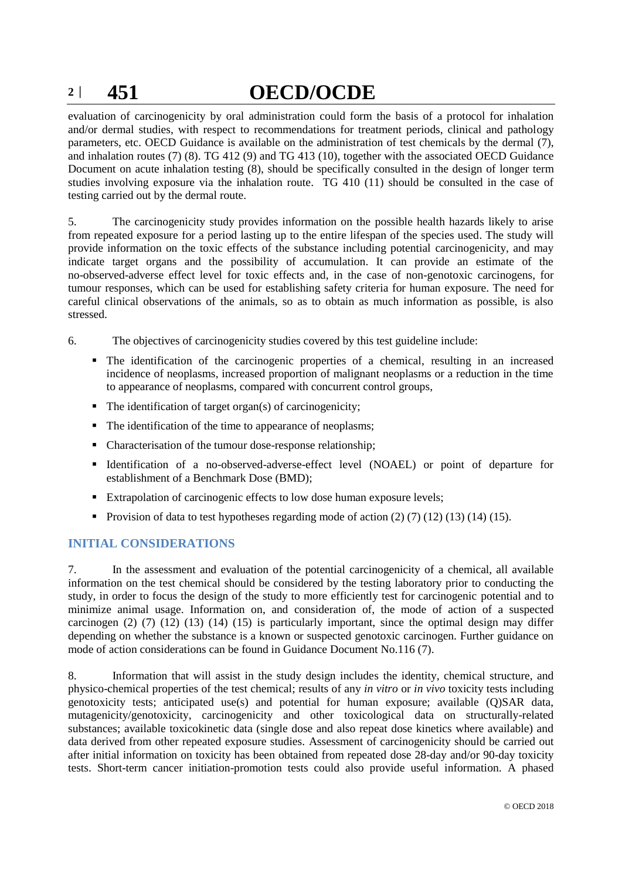evaluation of carcinogenicity by oral administration could form the basis of a protocol for inhalation and/or dermal studies, with respect to recommendations for treatment periods, clinical and pathology parameters, etc. OECD Guidance is available on the administration of test chemicals by the dermal (7), and inhalation routes (7) (8). TG 412 (9) and TG 413 (10), together with the associated OECD Guidance Document on acute inhalation testing (8), should be specifically consulted in the design of longer term studies involving exposure via the inhalation route. TG 410 (11) should be consulted in the case of testing carried out by the dermal route.

5. The carcinogenicity study provides information on the possible health hazards likely to arise from repeated exposure for a period lasting up to the entire lifespan of the species used. The study will provide information on the toxic effects of the substance including potential carcinogenicity, and may indicate target organs and the possibility of accumulation. It can provide an estimate of the no-observed-adverse effect level for toxic effects and, in the case of non-genotoxic carcinogens, for tumour responses, which can be used for establishing safety criteria for human exposure. The need for careful clinical observations of the animals, so as to obtain as much information as possible, is also stressed.

6. The objectives of carcinogenicity studies covered by this test guideline include:

- The identification of the carcinogenic properties of a chemical, resulting in an increased incidence of neoplasms, increased proportion of malignant neoplasms or a reduction in the time to appearance of neoplasms, compared with concurrent control groups,
- The identification of target organ(s) of carcinogenicity;
- The identification of the time to appearance of neoplasms;
- Characterisation of the tumour dose-response relationship;
- Identification of a no-observed-adverse-effect level (NOAEL) or point of departure for establishment of a Benchmark Dose (BMD);
- Extrapolation of carcinogenic effects to low dose human exposure levels;
- Provision of data to test hypotheses regarding mode of action (2) (7) (12) (13) (14) (15).

## INITIAL CONSIDERATIONS

7. In the assessment and evaluation of the potential carcinogenicity of a chemical, all available information on the test chemical should be considered by the testing laboratory prior to conducting the study, in order to focus the design of the study to more efficiently test for carcinogenic potential and to minimize animal usage. Information on, and consideration of, the mode of action of a suspected carcinogen (2) (7) (12) (13) (14) (15) is particularly important, since the optimal design may differ depending on whether the substance is a known or suspected genotoxic carcinogen. Further guidance on mode of action considerations can be found in Guidance Document No.116 (7).

8. Information that will assist in the study design includes the identity, chemical structure, and physico-chemical properties of the test chemical; results of any *in vitro* or *in vivo* toxicity tests including genotoxicity tests; anticipated use(s) and potential for human exposure; available (Q)SAR data, mutagenicity/genotoxicity, carcinogenicity and other toxicological data on structurally-related substances; available toxicokinetic data (single dose and also repeat dose kinetics where available) and data derived from other repeated exposure studies. Assessment of carcinogenicity should be carried out after initial information on toxicity has been obtained from repeated dose 28-day and/or 90-day toxicity tests. Short-term cancer initiation-promotion tests could also provide useful information. A phased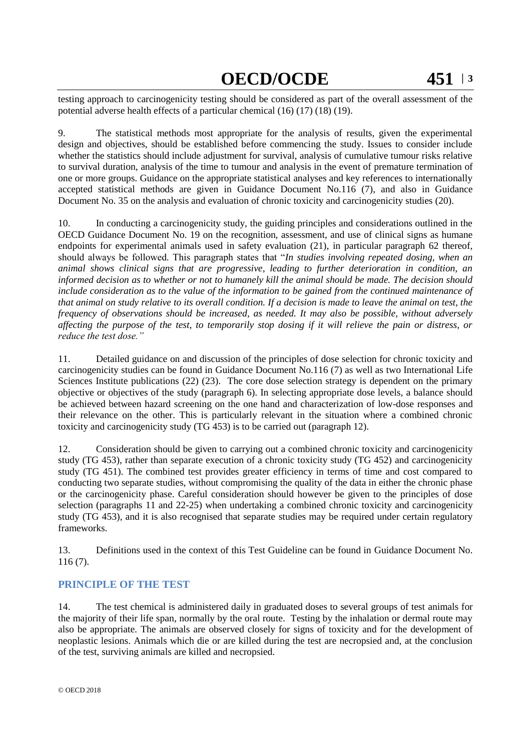testing approach to carcinogenicity testing should be considered as part of the overall assessment of the potential adverse health effects of a particular chemical (16) (17) (18) (19).

9. The statistical methods most appropriate for the analysis of results, given the experimental design and objectives, should be established before commencing the study. Issues to consider include whether the statistics should include adjustment for survival, analysis of cumulative tumour risks relative to survival duration, analysis of the time to tumour and analysis in the event of premature termination of one or more groups. Guidance on the appropriate statistical analyses and key references to internationally accepted statistical methods are given in Guidance Document No.116 (7), and also in Guidance Document No. 35 on the analysis and evaluation of chronic toxicity and carcinogenicity studies (20).

10. In conducting a carcinogenicity study, the guiding principles and considerations outlined in the OECD Guidance Document No. 19 on the recognition, assessment, and use of clinical signs as humane endpoints for experimental animals used in safety evaluation (21), in particular paragraph 62 thereof, should always be followed. This paragraph states that "*In studies involving repeated dosing, when an animal shows clinical signs that are progressive, leading to further deterioration in condition, an informed decision as to whether or not to humanely kill the animal should be made. The decision should include consideration as to the value of the information to be gained from the continued maintenance of that animal on study relative to its overall condition. If a decision is made to leave the animal on test, the frequency of observations should be increased, as needed. It may also be possible, without adversely affecting the purpose of the test, to temporarily stop dosing if it will relieve the pain or distress, or reduce the test dose.*"

11. Detailed guidance on and discussion of the principles of dose selection for chronic toxicity and carcinogenicity studies can be found in Guidance Document No.116 (7) as well as two International Life Sciences Institute publications (22) (23). The core dose selection strategy is dependent on the primary objective or objectives of the study (paragraph 6). In selecting appropriate dose levels, a balance should be achieved between hazard screening on the one hand and characterization of low-dose responses and their relevance on the other. This is particularly relevant in the situation where a combined chronic toxicity and carcinogenicity study (TG 453) is to be carried out (paragraph 12).

12. Consideration should be given to carrying out a combined chronic toxicity and carcinogenicity study (TG 453), rather than separate execution of a chronic toxicity study (TG 452) and carcinogenicity study (TG 451). The combined test provides greater efficiency in terms of time and cost compared to conducting two separate studies, without compromising the quality of the data in either the chronic phase or the carcinogenicity phase. Careful consideration should however be given to the principles of dose selection (paragraphs 11 and 22-25) when undertaking a combined chronic toxicity and carcinogenicity study (TG 453), and it is also recognised that separate studies may be required under certain regulatory frameworks.

13. Definitions used in the context of this Test Guideline can be found in Guidance Document No. 116 (7).

## PRINCIPLE OF THE TEST

14. The test chemical is administered daily in graduated doses to several groups of test animals for the majority of their life span, normally by the oral route. Testing by the inhalation or dermal route may also be appropriate. The animals are observed closely for signs of toxicity and for the development of neoplastic lesions. Animals which die or are killed during the test are necropsied and, at the conclusion of the test, surviving animals are killed and necropsied.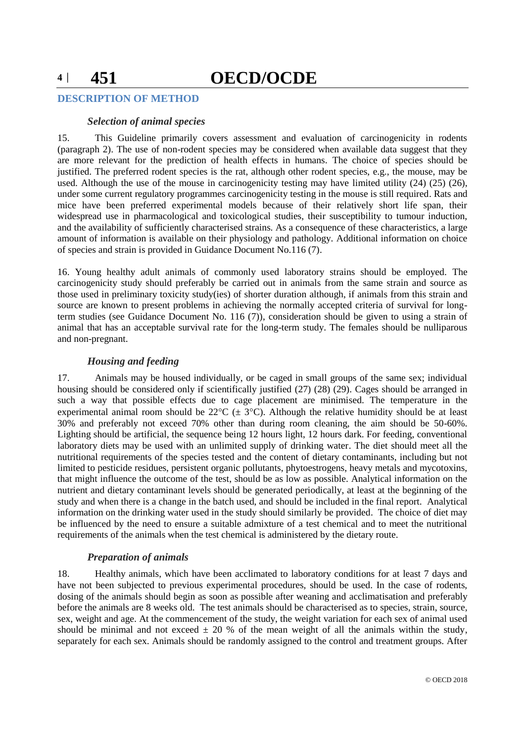## DESCRIPTION OF METHOD

### *Selection of animal species*

15. This Guideline primarily covers assessment and evaluation of carcinogenicity in rodents (paragraph 2). The use of non-rodent species may be considered when available data suggest that they are more relevant for the prediction of health effects in humans. The choice of species should be justified. The preferred rodent species is the rat, although other rodent species, e.g., the mouse, may be used. Although the use of the mouse in carcinogenicity testing may have limited utility (24) (25) (26), under some current regulatory programmes carcinogenicity testing in the mouse is still required. Rats and mice have been preferred experimental models because of their relatively short life span, their widespread use in pharmacological and toxicological studies, their susceptibility to tumour induction, and the availability of sufficiently characterised strains. As a consequence of these characteristics, a large amount of information is available on their physiology and pathology. Additional information on choice of species and strain is provided in Guidance Document No.116 (7).

16. Young healthy adult animals of commonly used laboratory strains should be employed. The carcinogenicity study should preferably be carried out in animals from the same strain and source as those used in preliminary toxicity study(ies) of shorter duration although, if animals from this strain and source are known to present problems in achieving the normally accepted criteria of survival for long-term studies (see Guidance Document No. 116 (7)), consideration should be given to using a strain of animal that has an acceptable survival rate for the long-term study. The females should be nulliparous and non-pregnant.

### *Housing and feeding*

17. Animals may be housed individually, or be caged in small groups of the same sex; individual housing should be considered only if scientifically justified (27) (28) (29). Cages should be arranged in such a way that possible effects due to cage placement are minimised. The temperature in the experimental animal room should be 22°C (± 3°C). Although the relative humidity should be at least 30% and preferably not exceed 70% other than during room cleaning, the aim should be 50-60%. Lighting should be artificial, the sequence being 12 hours light, 12 hours dark. For feeding, conventional laboratory diets may be used with an unlimited supply of drinking water. The diet should meet all the nutritional requirements of the species tested and the content of dietary contaminants, including but not limited to pesticide residues, persistent organic pollutants, phytoestrogens, heavy metals and mycotoxins, that might influence the outcome of the test, should be as low as possible. Analytical information on the nutrient and dietary contaminant levels should be generated periodically, at least at the beginning of the study and when there is a change in the batch used, and should be included in the final report. Analytical information on the drinking water used in the study should similarly be provided. The choice of diet may be influenced by the need to ensure a suitable admixture of a test chemical and to meet the nutritional requirements of the animals when the test chemical is administered by the dietary route.

### *Preparation of animals*

18. Healthy animals, which have been acclimated to laboratory conditions for at least 7 days and have not been subjected to previous experimental procedures, should be used. In the case of rodents, dosing of the animals should begin as soon as possible after weaning and acclimatisation and preferably before the animals are 8 weeks old. The test animals should be characterised as to species, strain, source, sex, weight and age. At the commencement of the study, the weight variation for each sex of animal used should be minimal and not exceed ± 20 % of the mean weight of all the animals within the study, separately for each sex. Animals should be randomly assigned to the control and treatment groups. After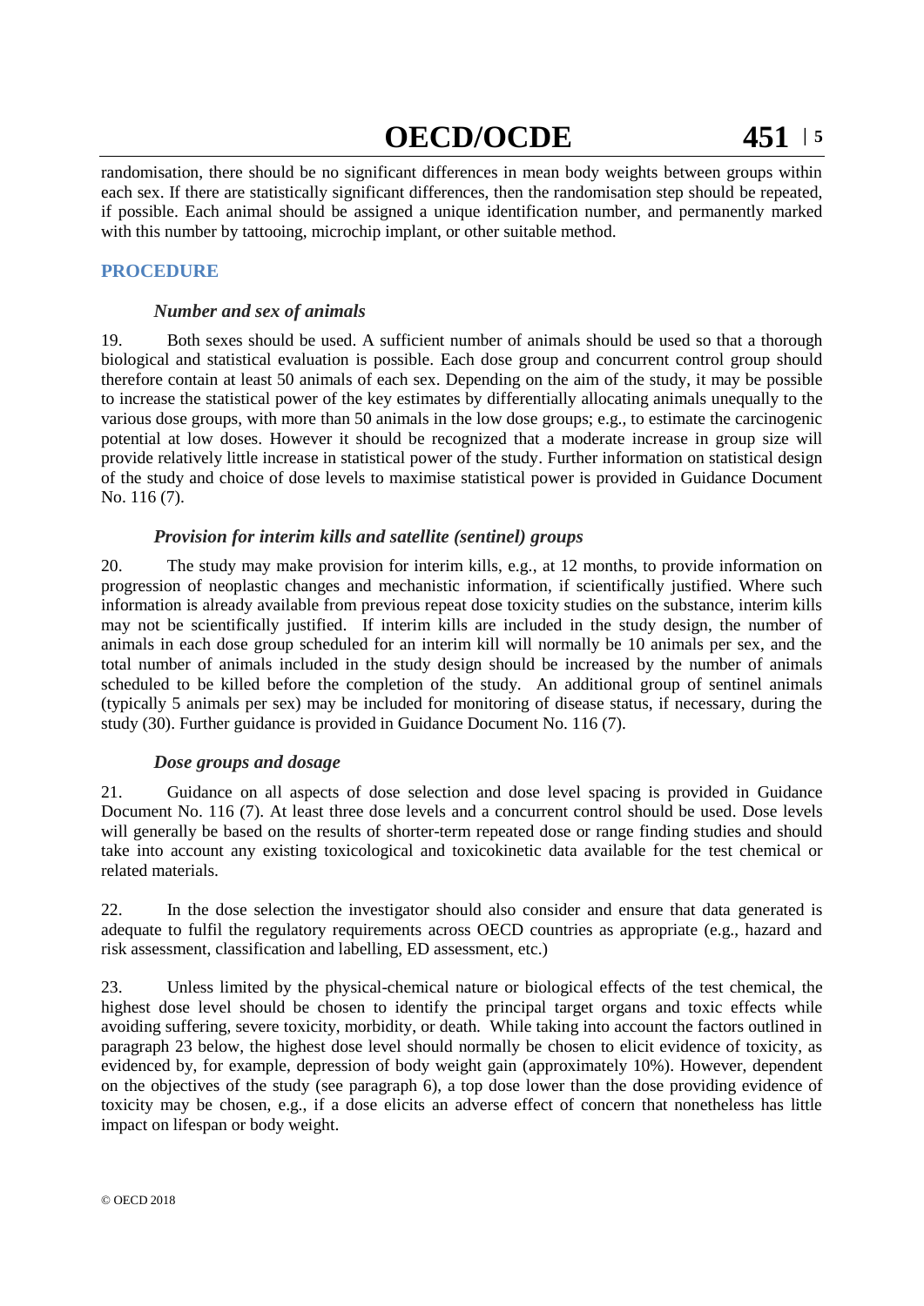randomisation, there should be no significant differences in mean body weights between groups within each sex. If there are statistically significant differences, then the randomisation step should be repeated, if possible. Each animal should be assigned a unique identification number, and permanently marked with this number by tattooing, microchip implant, or other suitable method.

## PROCEDURE

### *Number and sex of animals*

19. Both sexes should be used. A sufficient number of animals should be used so that a thorough biological and statistical evaluation is possible. Each dose group and concurrent control group should therefore contain at least 50 animals of each sex. Depending on the aim of the study, it may be possible to increase the statistical power of the key estimates by differentially allocating animals unequally to the various dose groups, with more than 50 animals in the low dose groups; e.g., to estimate the carcinogenic potential at low doses. However it should be recognized that a moderate increase in group size will provide relatively little increase in statistical power of the study. Further information on statistical design of the study and choice of dose levels to maximise statistical power is provided in Guidance Document No. 116 (7).

### *Provision for interim kills and satellite (sentinel) groups*

20. The study may make provision for interim kills, e.g., at 12 months, to provide information on progression of neoplastic changes and mechanistic information, if scientifically justified. Where such information is already available from previous repeat dose toxicity studies on the substance, interim kills may not be scientifically justified. If interim kills are included in the study design, the number of animals in each dose group scheduled for an interim kill will normally be 10 animals per sex, and the total number of animals included in the study design should be increased by the number of animals scheduled to be killed before the completion of the study. An additional group of sentinel animals (typically 5 animals per sex) may be included for monitoring of disease status, if necessary, during the study (30). Further guidance is provided in Guidance Document No. 116 (7).

### *Dose groups and dosage*

21. Guidance on all aspects of dose selection and dose level spacing is provided in Guidance Document No. 116 (7). At least three dose levels and a concurrent control should be used. Dose levels will generally be based on the results of shorter-term repeated dose or range finding studies and should take into account any existing toxicological and toxicokinetic data available for the test chemical or related materials.

22. In the dose selection the investigator should also consider and ensure that data generated is adequate to fulfil the regulatory requirements across OECD countries as appropriate (e.g., hazard and risk assessment, classification and labelling, ED assessment, etc.)

23. Unless limited by the physical-chemical nature or biological effects of the test chemical, the highest dose level should be chosen to identify the principal target organs and toxic effects while avoiding suffering, severe toxicity, morbidity, or death. While taking into account the factors outlined in paragraph 23 below, the highest dose level should normally be chosen to elicit evidence of toxicity, as evidenced by, for example, depression of body weight gain (approximately 10%). However, dependent on the objectives of the study (see paragraph 6), a top dose lower than the dose providing evidence of toxicity may be chosen, e.g., if a dose elicits an adverse effect of concern that nonetheless has little impact on lifespan or body weight.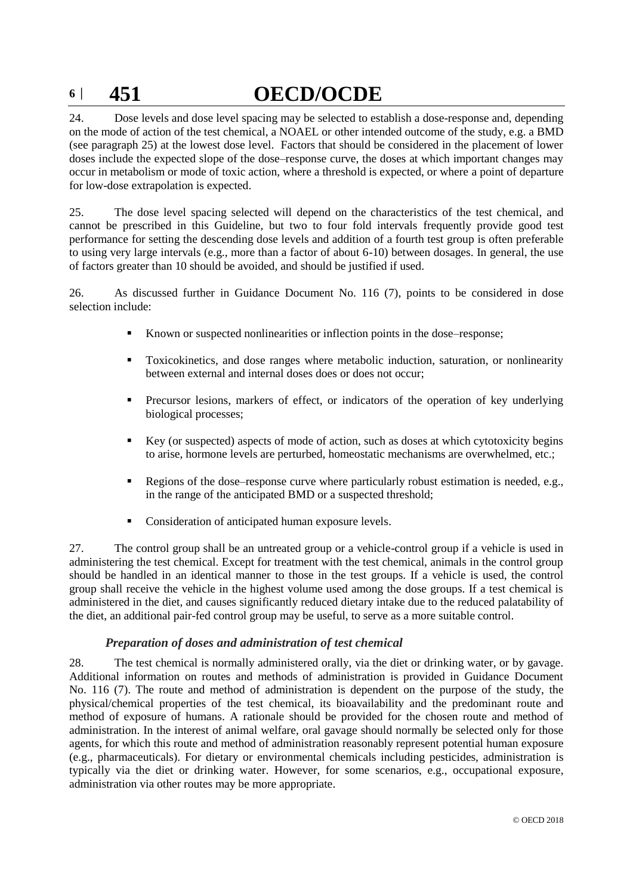24. Dose levels and dose level spacing may be selected to establish a dose-response and, depending on the mode of action of the test chemical, a NOAEL or other intended outcome of the study, e.g. a BMD (see paragraph 25) at the lowest dose level. Factors that should be considered in the placement of lower doses include the expected slope of the dose–response curve, the doses at which important changes may occur in metabolism or mode of toxic action, where a threshold is expected, or where a point of departure for low-dose extrapolation is expected.

25. The dose level spacing selected will depend on the characteristics of the test chemical, and cannot be prescribed in this Guideline, but two to four fold intervals frequently provide good test performance for setting the descending dose levels and addition of a fourth test group is often preferable to using very large intervals (e.g., more than a factor of about 6-10) between dosages. In general, the use of factors greater than 10 should be avoided, and should be justified if used.

26. As discussed further in Guidance Document No. 116 (7), points to be considered in dose selection include:

- Known or suspected nonlinearities or inflection points in the dose–response;
- Toxicokinetics, and dose ranges where metabolic induction, saturation, or nonlinearity between external and internal doses does or does not occur;
- Precursor lesions, markers of effect, or indicators of the operation of key underlying biological processes;
- Key (or suspected) aspects of mode of action, such as doses at which cytotoxicity begins to arise, hormone levels are perturbed, homeostatic mechanisms are overwhelmed, etc.;
- Regions of the dose–response curve where particularly robust estimation is needed, e.g., in the range of the anticipated BMD or a suspected threshold;
- Consideration of anticipated human exposure levels.

27. The control group shall be an untreated group or a vehicle-control group if a vehicle is used in administering the test chemical. Except for treatment with the test chemical, animals in the control group should be handled in an identical manner to those in the test groups. If a vehicle is used, the control group shall receive the vehicle in the highest volume used among the dose groups. If a test chemical is administered in the diet, and causes significantly reduced dietary intake due to the reduced palatability of the diet, an additional pair-fed control group may be useful, to serve as a more suitable control.

### *Preparation of doses and administration of test chemical*

28. The test chemical is normally administered orally, via the diet or drinking water, or by gavage. Additional information on routes and methods of administration is provided in Guidance Document No. 116 (7). The route and method of administration is dependent on the purpose of the study, the physical/chemical properties of the test chemical, its bioavailability and the predominant route and method of exposure of humans. A rationale should be provided for the chosen route and method of administration. In the interest of animal welfare, oral gavage should normally be selected only for those agents, for which this route and method of administration reasonably represent potential human exposure (e.g., pharmaceuticals). For dietary or environmental chemicals including pesticides, administration is typically via the diet or drinking water. However, for some scenarios, e.g., occupational exposure, administration via other routes may be more appropriate.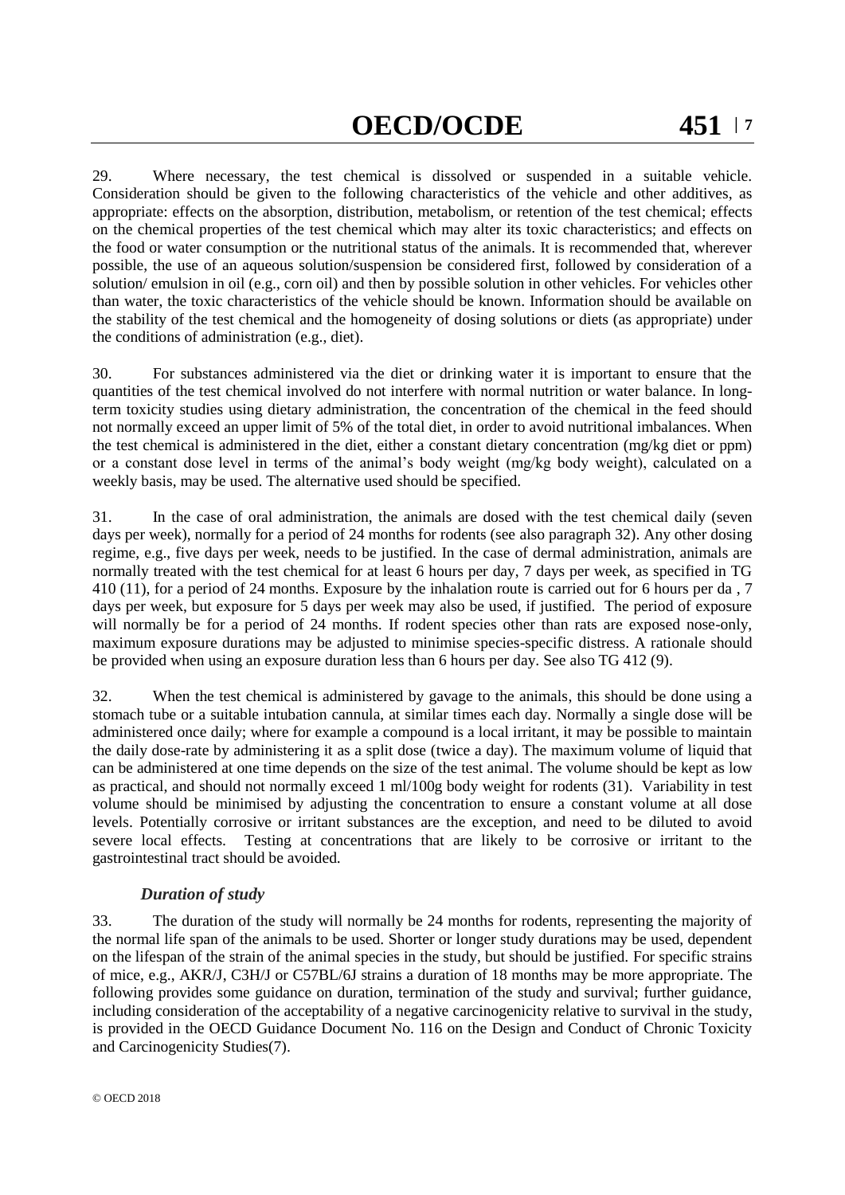29. Where necessary, the test chemical is dissolved or suspended in a suitable vehicle. Consideration should be given to the following characteristics of the vehicle and other additives, as appropriate: effects on the absorption, distribution, metabolism, or retention of the test chemical; effects on the chemical properties of the test chemical which may alter its toxic characteristics; and effects on the food or water consumption or the nutritional status of the animals. It is recommended that, wherever possible, the use of an aqueous solution/suspension be considered first, followed by consideration of a solution/ emulsion in oil (e.g., corn oil) and then by possible solution in other vehicles. For vehicles other than water, the toxic characteristics of the vehicle should be known. Information should be available on the stability of the test chemical and the homogeneity of dosing solutions or diets (as appropriate) under the conditions of administration (e.g., diet).

30. For substances administered via the diet or drinking water it is important to ensure that the quantities of the test chemical involved do not interfere with normal nutrition or water balance. In long-term toxicity studies using dietary administration, the concentration of the chemical in the feed should not normally exceed an upper limit of 5% of the total diet, in order to avoid nutritional imbalances. When the test chemical is administered in the diet, either a constant dietary concentration (mg/kg diet or ppm) or a constant dose level in terms of the animal's body weight (mg/kg body weight), calculated on a weekly basis, may be used. The alternative used should be specified.

31. In the case of oral administration, the animals are dosed with the test chemical daily (seven days per week), normally for a period of 24 months for rodents (see also paragraph 32). Any other dosing regime, e.g., five days per week, needs to be justified. In the case of dermal administration, animals are normally treated with the test chemical for at least 6 hours per day, 7 days per week, as specified in TG 410 (11), for a period of 24 months. Exposure by the inhalation route is carried out for 6 hours per da , 7 days per week, but exposure for 5 days per week may also be used, if justified. The period of exposure will normally be for a period of 24 months. If rodent species other than rats are exposed nose-only, maximum exposure durations may be adjusted to minimise species-specific distress. A rationale should be provided when using an exposure duration less than 6 hours per day. See also TG 412 (9).

32. When the test chemical is administered by gavage to the animals, this should be done using a stomach tube or a suitable intubation cannula, at similar times each day. Normally a single dose will be administered once daily; where for example a compound is a local irritant, it may be possible to maintain the daily dose-rate by administering it as a split dose (twice a day). The maximum volume of liquid that can be administered at one time depends on the size of the test animal. The volume should be kept as low as practical, and should not normally exceed 1 ml/100g body weight for rodents (31). Variability in test volume should be minimised by adjusting the concentration to ensure a constant volume at all dose levels. Potentially corrosive or irritant substances are the exception, and need to be diluted to avoid severe local effects. Testing at concentrations that are likely to be corrosive or irritant to the gastrointestinal tract should be avoided.

### *Duration of study*

33. The duration of the study will normally be 24 months for rodents, representing the majority of the normal life span of the animals to be used. Shorter or longer study durations may be used, dependent on the lifespan of the strain of the animal species in the study, but should be justified. For specific strains of mice, e.g., AKR/J, C3H/J or C57BL/6J strains a duration of 18 months may be more appropriate. The following provides some guidance on duration, termination of the study and survival; further guidance, including consideration of the acceptability of a negative carcinogenicity relative to survival in the study, is provided in the OECD Guidance Document No. 116 on the Design and Conduct of Chronic Toxicity and Carcinogenicity Studies(7).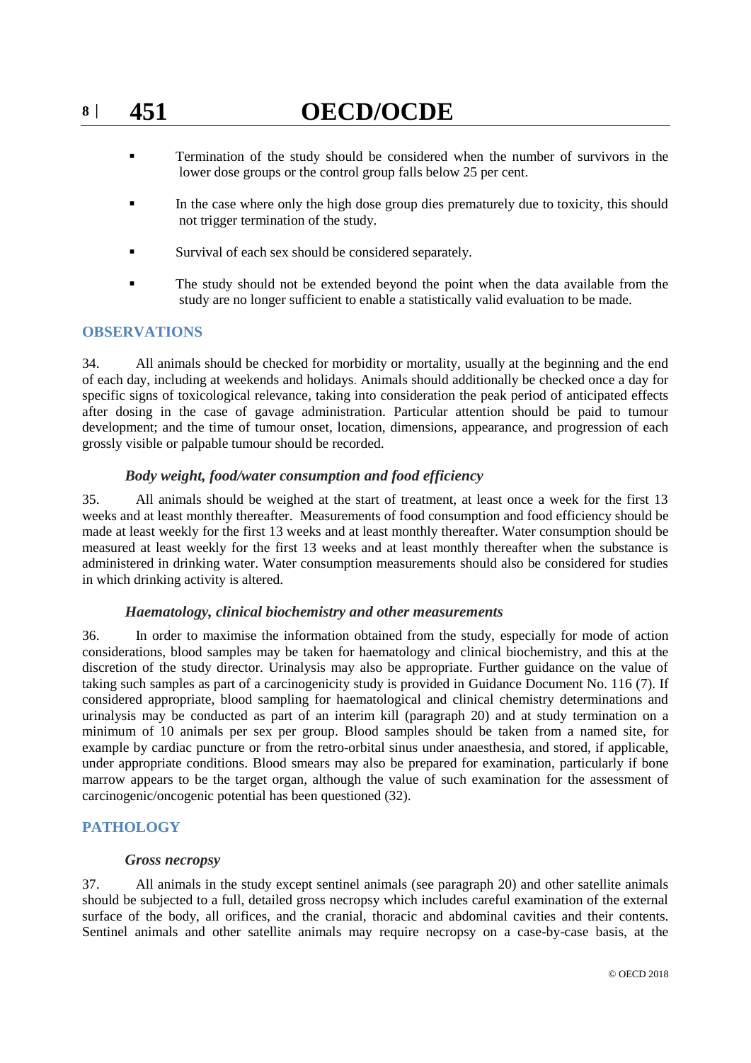- Termination of the study should be considered when the number of survivors in the lower dose groups or the control group falls below 25 per cent.
- In the case where only the high dose group dies prematurely due to toxicity, this should not trigger termination of the study.
- Survival of each sex should be considered separately.
- The study should not be extended beyond the point when the data available from the study are no longer sufficient to enable a statistically valid evaluation to be made.

## OBSERVATIONS

34. All animals should be checked for morbidity or mortality, usually at the beginning and the end of each day, including at weekends and holidays. Animals should additionally be checked once a day for specific signs of toxicological relevance, taking into consideration the peak period of anticipated effects after dosing in the case of gavage administration. Particular attention should be paid to tumour development; and the time of tumour onset, location, dimensions, appearance, and progression of each grossly visible or palpable tumour should be recorded.

### *Body weight, food/water consumption and food efficiency*

35. All animals should be weighed at the start of treatment, at least once a week for the first 13 weeks and at least monthly thereafter. Measurements of food consumption and food efficiency should be made at least weekly for the first 13 weeks and at least monthly thereafter. Water consumption should be measured at least weekly for the first 13 weeks and at least monthly thereafter when the substance is administered in drinking water. Water consumption measurements should also be considered for studies in which drinking activity is altered.

### *Haematology, clinical biochemistry and other measurements*

36. In order to maximise the information obtained from the study, especially for mode of action considerations, blood samples may be taken for haematology and clinical biochemistry, and this at the discretion of the study director. Urinalysis may also be appropriate. Further guidance on the value of taking such samples as part of a carcinogenicity study is provided in Guidance Document No. 116 (7). If considered appropriate, blood sampling for haematological and clinical chemistry determinations and urinalysis may be conducted as part of an interim kill (paragraph 20) and at study termination on a minimum of 10 animals per sex per group. Blood samples should be taken from a named site, for example by cardiac puncture or from the retro-orbital sinus under anaesthesia, and stored, if applicable, under appropriate conditions. Blood smears may also be prepared for examination, particularly if bone marrow appears to be the target organ, although the value of such examination for the assessment of carcinogenic/oncogenic potential has been questioned (32).

## PATHOLOGY

### *Gross necropsy*

37. All animals in the study except sentinel animals (see paragraph 20) and other satellite animals should be subjected to a full, detailed gross necropsy which includes careful examination of the external surface of the body, all orifices, and the cranial, thoracic and abdominal cavities and their contents. Sentinel animals and other satellite animals may require necropsy on a case-by-case basis, at the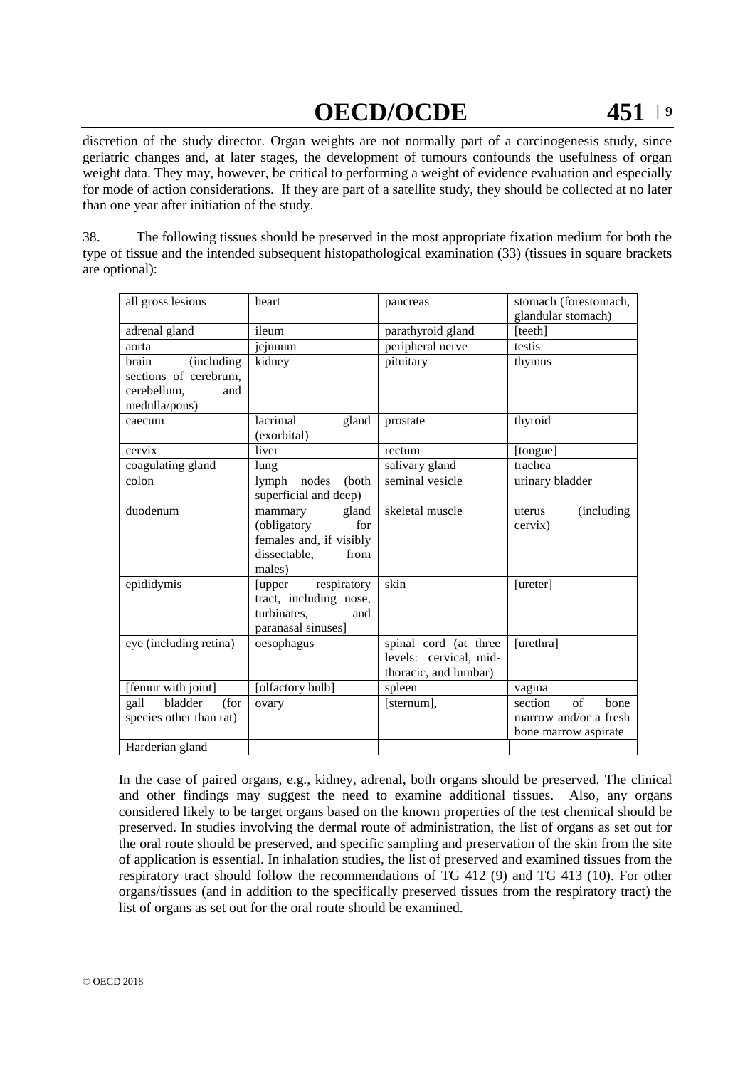discretion of the study director. Organ weights are not normally part of a carcinogenesis study, since geriatric changes and, at later stages, the development of tumours confounds the usefulness of organ weight data. They may, however, be critical to performing a weight of evidence evaluation and especially for mode of action considerations. If they are part of a satellite study, they should be collected at no later than one year after initiation of the study.

38. The following tissues should be preserved in the most appropriate fixation medium for both the type of tissue and the intended subsequent histopathological examination (33) (tissues in square brackets are optional):

| all gross lesions | heart | pancreas | stomach (forestomach, glandular stomach) |
|---|---|---|---|
| adrenal gland | ileum | parathyroid gland | [teeth] |
| aorta | jejunum | peripheral nerve | testis |
| brain (including sections of cerebrum, cerebellum, and medulla/pons) | kidney | pituitary | thymus |
| caecum | lacrimal gland (exorbital) | prostate | thyroid |
| cervix | liver | rectum | [tongue] |
| coagulating gland | lung | salivary gland | trachea |
| colon | lymph nodes (both superficial and deep) | seminal vesicle | urinary bladder |
| duodenum | mammary gland (obligatory for females and, if visibly dissectable, from males) | skeletal muscle | uterus (including cervix) |
| epididymis | [upper respiratory tract, including nose, turbinates, and paranasal sinuses] | skin | [ureter] |
| eye (including retina) | oesophagus | spinal cord (at three levels: cervical, mid-thoracic, and lumbar) | [urethra] |
| [femur with joint] | [olfactory bulb] | spleen | vagina |
| gall bladder (for species other than rat) | ovary | [sternum], | section of bone marrow and/or a fresh bone marrow aspirate |
| Harderian gland | | | |

In the case of paired organs, e.g., kidney, adrenal, both organs should be preserved. The clinical and other findings may suggest the need to examine additional tissues. Also, any organs considered likely to be target organs based on the known properties of the test chemical should be preserved. In studies involving the dermal route of administration, the list of organs as set out for the oral route should be preserved, and specific sampling and preservation of the skin from the site of application is essential. In inhalation studies, the list of preserved and examined tissues from the respiratory tract should follow the recommendations of TG 412 (9) and TG 413 (10). For other organs/tissues (and in addition to the specifically preserved tissues from the respiratory tract) the list of organs as set out for the oral route should be examined.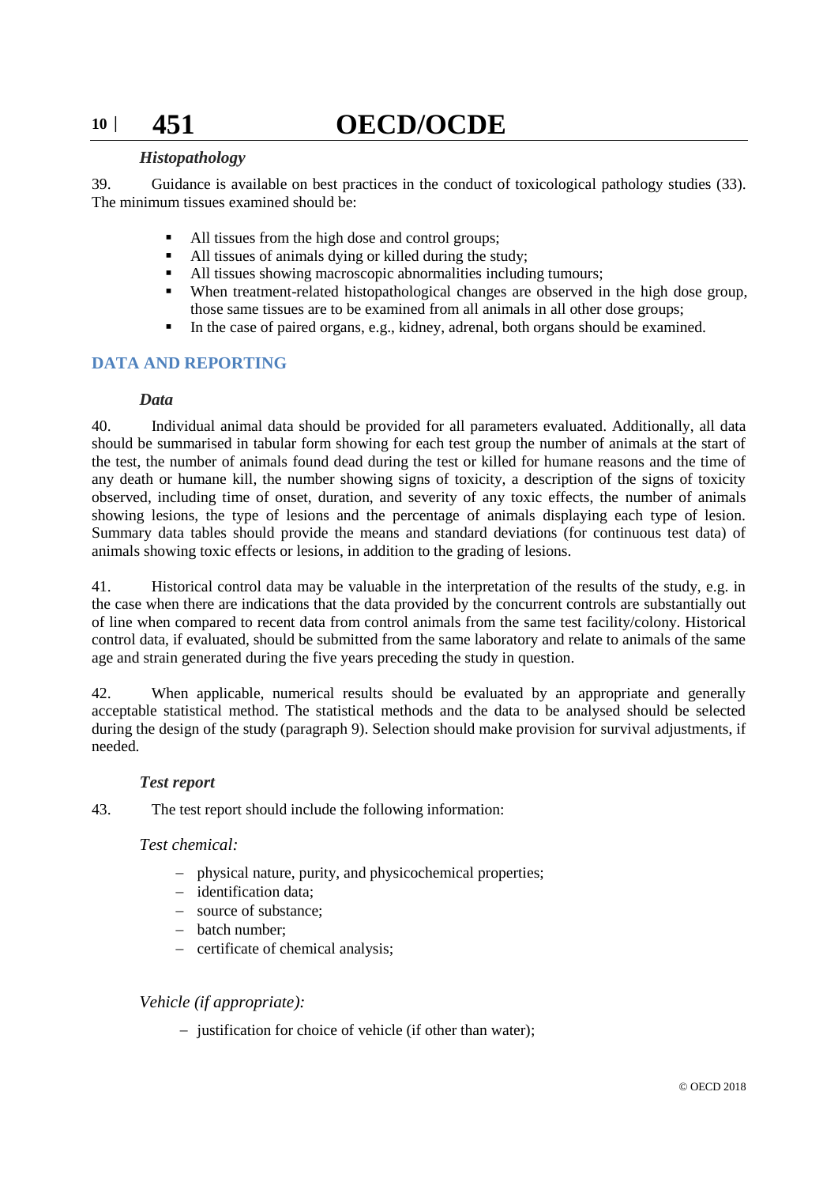### *Histopathology*

39. Guidance is available on best practices in the conduct of toxicological pathology studies (33). The minimum tissues examined should be:

- All tissues from the high dose and control groups;
- All tissues of animals dying or killed during the study;
- All tissues showing macroscopic abnormalities including tumours;
- When treatment-related histopathological changes are observed in the high dose group, those same tissues are to be examined from all animals in all other dose groups;
- In the case of paired organs, e.g., kidney, adrenal, both organs should be examined.

## DATA AND REPORTING

### *Data*

40. Individual animal data should be provided for all parameters evaluated. Additionally, all data should be summarised in tabular form showing for each test group the number of animals at the start of the test, the number of animals found dead during the test or killed for humane reasons and the time of any death or humane kill, the number showing signs of toxicity, a description of the signs of toxicity observed, including time of onset, duration, and severity of any toxic effects, the number of animals showing lesions, the type of lesions and the percentage of animals displaying each type of lesion. Summary data tables should provide the means and standard deviations (for continuous test data) of animals showing toxic effects or lesions, in addition to the grading of lesions.

41. Historical control data may be valuable in the interpretation of the results of the study, e.g. in the case when there are indications that the data provided by the concurrent controls are substantially out of line when compared to recent data from control animals from the same test facility/colony. Historical control data, if evaluated, should be submitted from the same laboratory and relate to animals of the same age and strain generated during the five years preceding the study in question.

42. When applicable, numerical results should be evaluated by an appropriate and generally acceptable statistical method. The statistical methods and the data to be analysed should be selected during the design of the study (paragraph 9). Selection should make provision for survival adjustments, if needed.

### *Test report*

43. The test report should include the following information:

*Test chemical:*

- physical nature, purity, and physicochemical properties;
- identification data;
- source of substance;
- batch number;
- certificate of chemical analysis;

*Vehicle (if appropriate):*

- justification for choice of vehicle (if other than water);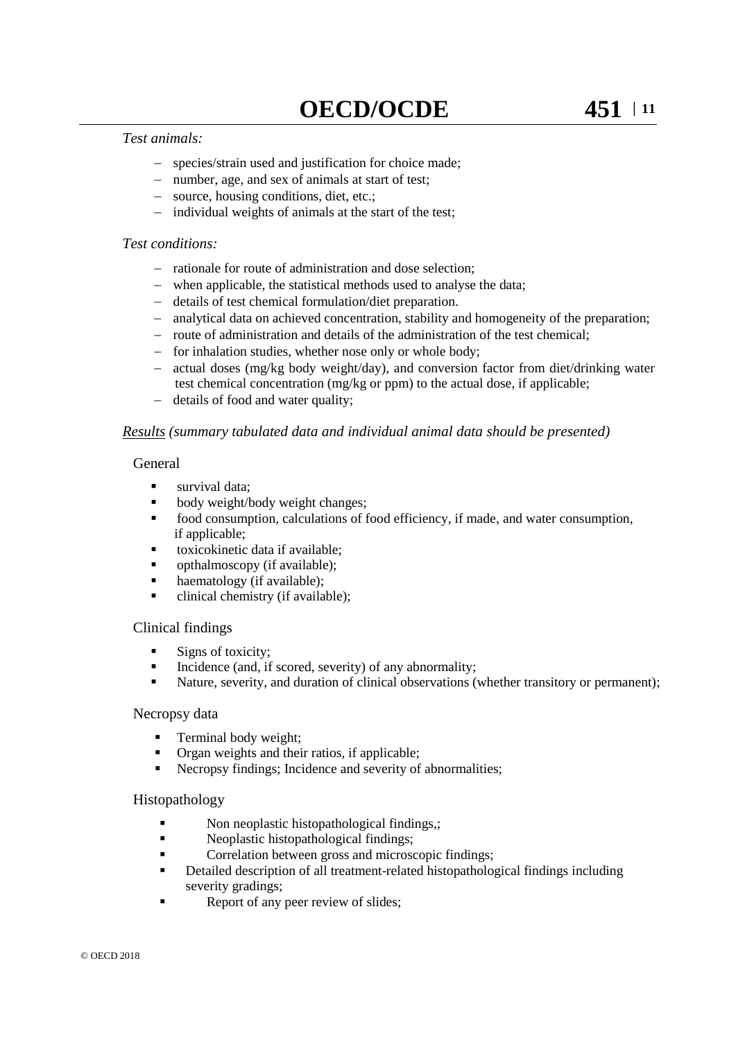*Test animals:*

- species/strain used and justification for choice made;
- number, age, and sex of animals at start of test;
- source, housing conditions, diet, etc.;
- individual weights of animals at the start of the test;

*Test conditions:*

- rationale for route of administration and dose selection;
- when applicable, the statistical methods used to analyse the data;
- details of test chemical formulation/diet preparation.
- analytical data on achieved concentration, stability and homogeneity of the preparation;
- route of administration and details of the administration of the test chemical;
- for inhalation studies, whether nose only or whole body;
- actual doses (mg/kg body weight/day), and conversion factor from diet/drinking water test chemical concentration (mg/kg or ppm) to the actual dose, if applicable;
- details of food and water quality;

*Results (summary tabulated data and individual animal data should be presented)*

General

- survival data;
- body weight/body weight changes;
- food consumption, calculations of food efficiency, if made, and water consumption, if applicable;
- toxicokinetic data if available;
- opthalmoscopy (if available);
- haematology (if available);
- clinical chemistry (if available);

Clinical findings

- Signs of toxicity;
- Incidence (and, if scored, severity) of any abnormality;
- Nature, severity, and duration of clinical observations (whether transitory or permanent);

Necropsy data

- Terminal body weight;
- Organ weights and their ratios, if applicable;
- Necropsy findings; Incidence and severity of abnormalities;

Histopathology

- Non neoplastic histopathological findings,;
- Neoplastic histopathological findings;
- Correlation between gross and microscopic findings;
- Detailed description of all treatment-related histopathological findings including severity gradings;
- Report of any peer review of slides;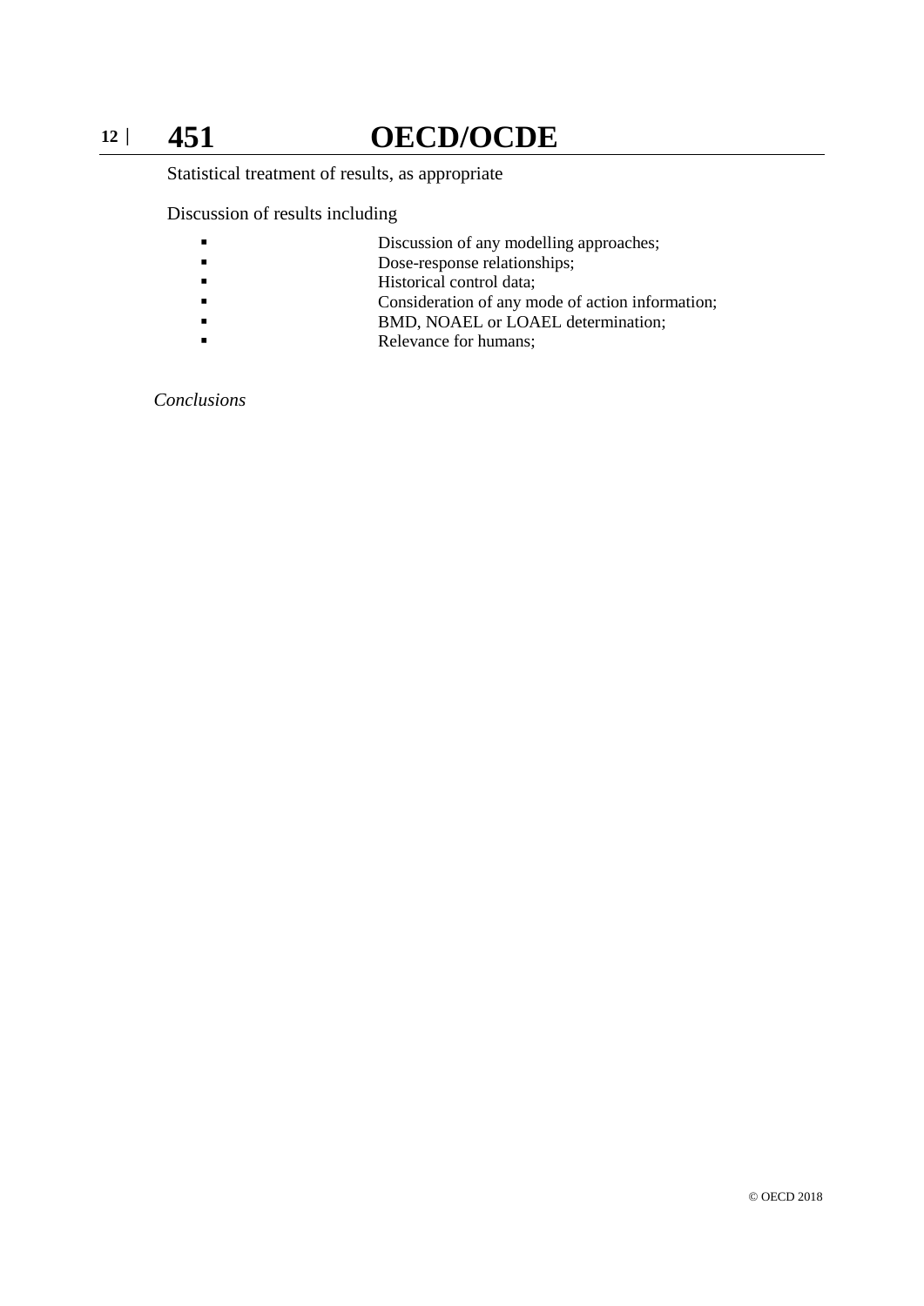Statistical treatment of results, as appropriate

Discussion of results including

- Discussion of any modelling approaches;
- Dose-response relationships;
- Historical control data;
- Consideration of any mode of action information;
- BMD, NOAEL or LOAEL determination;
- Relevance for humans;

*Conclusions*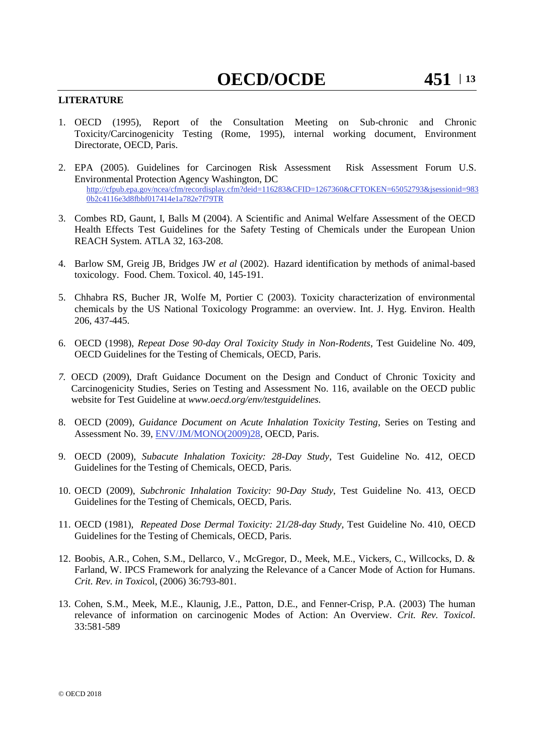**LITERATURE**

1. OECD (1995), Report of the Consultation Meeting on Sub-chronic and Chronic Toxicity/Carcinogenicity Testing (Rome, 1995), internal working document, Environment Directorate, OECD, Paris.

2. EPA (2005). Guidelines for Carcinogen Risk Assessment Risk Assessment Forum U.S. Environmental Protection Agency Washington, DC
   [http://cfpub.epa.gov/ncea/cfm/recordisplay.cfm?deid=116283&CFID=1267360&CFTOKEN=65052793&jsessionid=9830b2c4116e3d8fbbf017414e1a782e7f79TR](http://cfpub.epa.gov/ncea/cfm/recordisplay.cfm?deid=116283&CFID=1267360&CFTOKEN=65052793&jsessionid=9830b2c4116e3d8fbbf017414e1a782e7f79TR)

3. Combes RD, Gaunt, I, Balls M (2004). A Scientific and Animal Welfare Assessment of the OECD Health Effects Test Guidelines for the Safety Testing of Chemicals under the European Union REACH System. ATLA 32, 163-208.

4. Barlow SM, Greig JB, Bridges JW *et al* (2002). Hazard identification by methods of animal-based toxicology. Food. Chem. Toxicol. 40, 145-191.

5. Chhabra RS, Bucher JR, Wolfe M, Portier C (2003). Toxicity characterization of environmental chemicals by the US National Toxicology Programme: an overview. Int. J. Hyg. Environ. Health 206, 437-445.

6. OECD (1998), *Repeat Dose 90-day Oral Toxicity Study in Non-Rodents*, Test Guideline No. 409, OECD Guidelines for the Testing of Chemicals, OECD, Paris.

7. OECD (2009), Draft Guidance Document on the Design and Conduct of Chronic Toxicity and Carcinogenicity Studies, Series on Testing and Assessment No. 116, available on the OECD public website for Test Guideline at *www.oecd.org/env/testguidelines.*

8. OECD (2009), *Guidance Document on Acute Inhalation Toxicity Testing*, Series on Testing and Assessment No. 39, ENV/JM/MONO(2009)28, OECD, Paris.

9. OECD (2009), *Subacute Inhalation Toxicity: 28-Day Study*, Test Guideline No. 412, OECD Guidelines for the Testing of Chemicals, OECD, Paris.

10. OECD (2009), *Subchronic Inhalation Toxicity: 90-Day Study*, Test Guideline No. 413, OECD Guidelines for the Testing of Chemicals, OECD, Paris.

11. OECD (1981), *Repeated Dose Dermal Toxicity: 21/28-day Study,* Test Guideline No. 410, OECD Guidelines for the Testing of Chemicals, OECD, Paris.

12. Boobis, A.R., Cohen, S.M., Dellarco, V., McGregor, D., Meek, M.E., Vickers, C., Willcocks, D. & Farland, W. IPCS Framework for analyzing the Relevance of a Cancer Mode of Action for Humans. *Crit. Rev. in Toxico*l, (2006) 36:793-801.

13. Cohen, S.M., Meek, M.E., Klaunig, J.E., Patton, D.E., and Fenner-Crisp, P.A. (2003) The human relevance of information on carcinogenic Modes of Action: An Overview. *Crit. Rev. Toxicol.* 33:581-589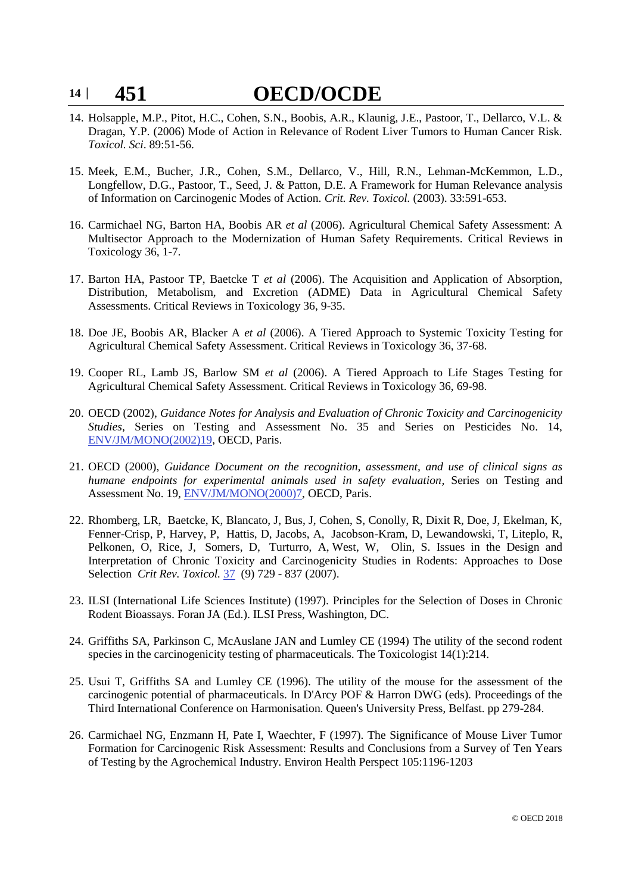14. Holsapple, M.P., Pitot, H.C., Cohen, S.N., Boobis, A.R., Klaunig, J.E., Pastoor, T., Dellarco, V.L. & Dragan, Y.P. (2006) Mode of Action in Relevance of Rodent Liver Tumors to Human Cancer Risk. *Toxicol. Sci*. 89:51-56.

15. Meek, E.M., Bucher, J.R., Cohen, S.M., Dellarco, V., Hill, R.N., Lehman-McKemmon, L.D., Longfellow, D.G., Pastoor, T., Seed, J. & Patton, D.E. A Framework for Human Relevance analysis of Information on Carcinogenic Modes of Action. *Crit. Rev. Toxicol.* (2003). 33:591-653.

16. Carmichael NG, Barton HA, Boobis AR *et al* (2006). Agricultural Chemical Safety Assessment: A Multisector Approach to the Modernization of Human Safety Requirements. Critical Reviews in Toxicology 36, 1-7.

17. Barton HA, Pastoor TP, Baetcke T *et al* (2006). The Acquisition and Application of Absorption, Distribution, Metabolism, and Excretion (ADME) Data in Agricultural Chemical Safety Assessments. Critical Reviews in Toxicology 36, 9-35.

18. Doe JE, Boobis AR, Blacker A *et al* (2006). A Tiered Approach to Systemic Toxicity Testing for Agricultural Chemical Safety Assessment. Critical Reviews in Toxicology 36, 37-68.

19. Cooper RL, Lamb JS, Barlow SM *et al* (2006). A Tiered Approach to Life Stages Testing for Agricultural Chemical Safety Assessment. Critical Reviews in Toxicology 36, 69-98.

20. OECD (2002), *Guidance Notes for Analysis and Evaluation of Chronic Toxicity and Carcinogenicity Studies*, Series on Testing and Assessment No. 35 and Series on Pesticides No. 14, ENV/JM/MONO(2002)19, OECD, Paris.

21. OECD (2000), *Guidance Document on the recognition, assessment, and use of clinical signs as humane endpoints for experimental animals used in safety evaluation*, Series on Testing and Assessment No. 19, ENV/JM/MONO(2000)7, OECD, Paris.

22. Rhomberg, LR, Baetcke, K, Blancato, J, Bus, J, Cohen, S, Conolly, R, Dixit R, Doe, J, Ekelman, K, Fenner-Crisp, P, Harvey, P, Hattis, D, Jacobs, A, Jacobson-Kram, D, Lewandowski, T, Liteplo, R, Pelkonen, O, Rice, J, Somers, D, Turturro, A, West, W, Olin, S. Issues in the Design and Interpretation of Chronic Toxicity and Carcinogenicity Studies in Rodents: Approaches to Dose Selection *Crit Rev. Toxicol.* 37 (9) 729 - 837 (2007).

23. ILSI (International Life Sciences Institute) (1997). Principles for the Selection of Doses in Chronic Rodent Bioassays. Foran JA (Ed.). ILSI Press, Washington, DC.

24. Griffiths SA, Parkinson C, McAuslane JAN and Lumley CE (1994) The utility of the second rodent species in the carcinogenicity testing of pharmaceuticals. The Toxicologist 14(1):214.

25. Usui T, Griffiths SA and Lumley CE (1996). The utility of the mouse for the assessment of the carcinogenic potential of pharmaceuticals. In D'Arcy POF & Harron DWG (eds). Proceedings of the Third International Conference on Harmonisation. Queen's University Press, Belfast. pp 279-284.

26. Carmichael NG, Enzmann H, Pate I, Waechter, F (1997). The Significance of Mouse Liver Tumor Formation for Carcinogenic Risk Assessment: Results and Conclusions from a Survey of Ten Years of Testing by the Agrochemical Industry. Environ Health Perspect 105:1196-1203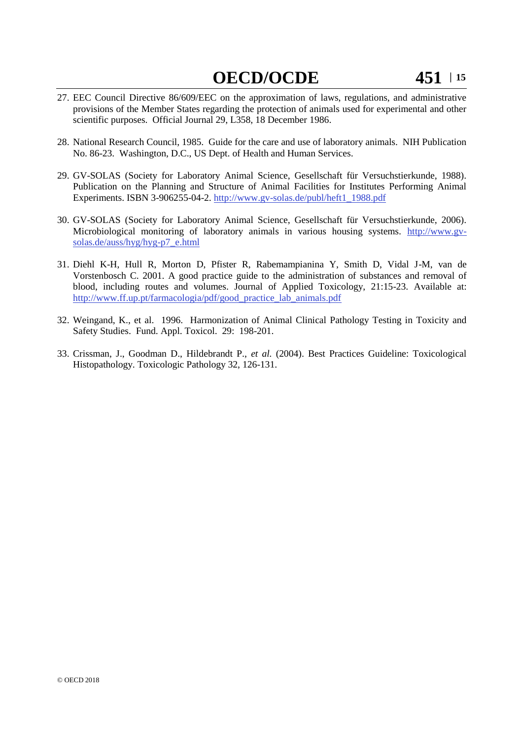27. EEC Council Directive 86/609/EEC on the approximation of laws, regulations, and administrative provisions of the Member States regarding the protection of animals used for experimental and other scientific purposes. Official Journal 29, L358, 18 December 1986.

28. National Research Council, 1985. Guide for the care and use of laboratory animals. NIH Publication No. 86-23. Washington, D.C., US Dept. of Health and Human Services.

29. GV-SOLAS (Society for Laboratory Animal Science, Gesellschaft für Versuchstierkunde, 1988). Publication on the Planning and Structure of Animal Facilities for Institutes Performing Animal Experiments. ISBN 3-906255-04-2. http://www.gv-solas.de/publ/heft1_1988.pdf

30. GV-SOLAS (Society for Laboratory Animal Science, Gesellschaft für Versuchstierkunde, 2006). Microbiological monitoring of laboratory animals in various housing systems. http://www.gv-solas.de/auss/hyg/hyg-p7_e.html

31. Diehl K-H, Hull R, Morton D, Pfister R, Rabemampianina Y, Smith D, Vidal J-M, van de Vorstenbosch C. 2001. A good practice guide to the administration of substances and removal of blood, including routes and volumes. Journal of Applied Toxicology, 21:15-23. Available at: http://www.ff.up.pt/farmacologia/pdf/good_practice_lab_animals.pdf

32. Weingand, K., et al. 1996. Harmonization of Animal Clinical Pathology Testing in Toxicity and Safety Studies. Fund. Appl. Toxicol. 29: 198-201.

33. Crissman, J., Goodman D., Hildebrandt P., *et al.* (2004). Best Practices Guideline: Toxicological Histopathology. Toxicologic Pathology 32, 126-131.